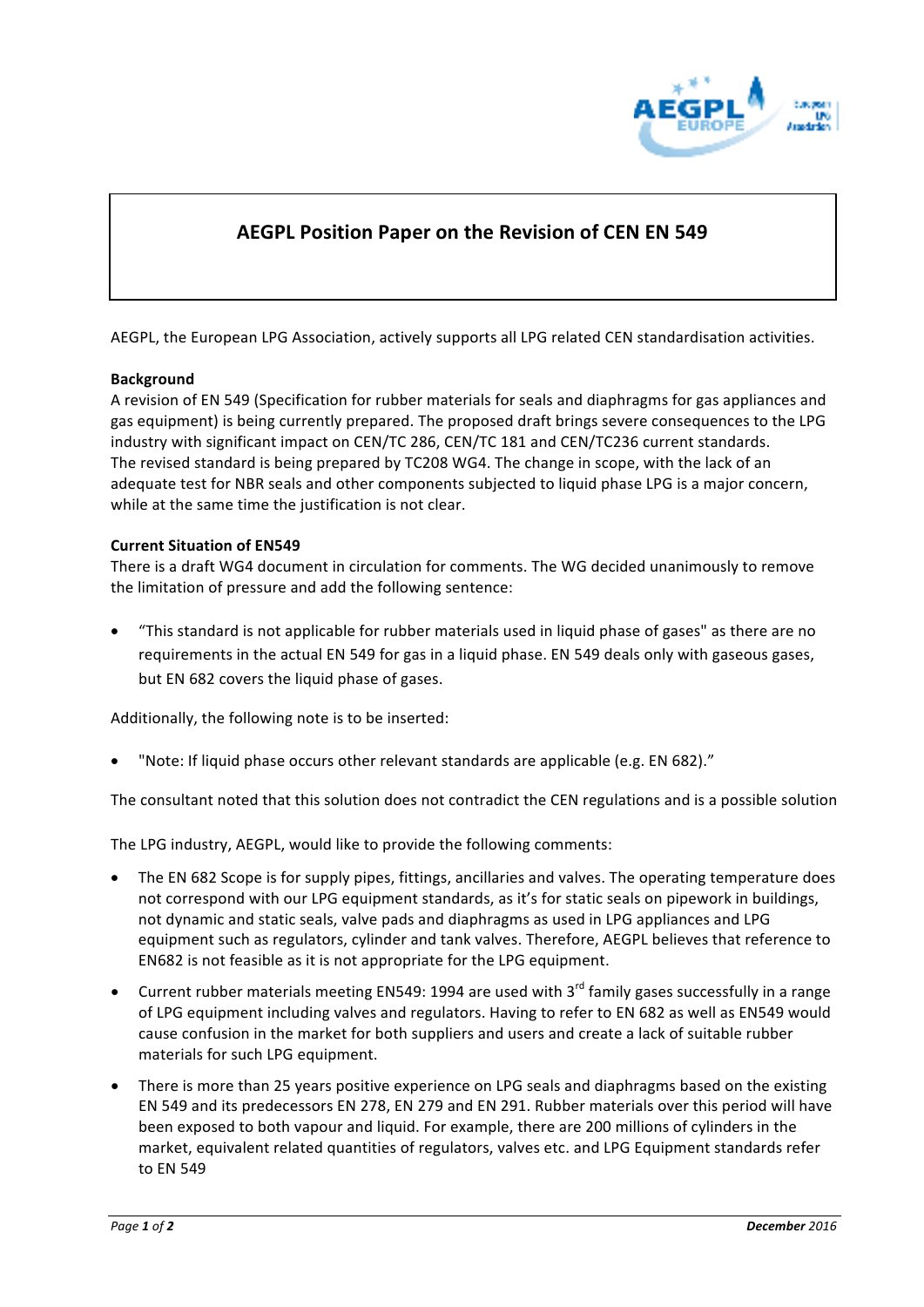# AEGPL Position Paper on the Revision of CEN EN 549

AEGPL, the European LPG Association, actively supports all LPG related CEN standardisation activities.

**Background**

A revision of EN 549 (Specification for rubber materials for seals and diaphragms for gas appliances and gas equipment) is being currently prepared. The proposed draft brings severe consequences to the LPG industry with significant impact on CEN/TC 286, CEN/TC 181 and CEN/TC236 current standards.
The revised standard is being prepared by TC208 WG4. The change in scope, with the lack of an adequate test for NBR seals and other components subjected to liquid phase LPG is a major concern, while at the same time the justification is not clear.

**Current Situation of EN549**

There is a draft WG4 document in circulation for comments. The WG decided unanimously to remove the limitation of pressure and add the following sentence:

- "This standard is not applicable for rubber materials used in liquid phase of gases" as there are no requirements in the actual EN 549 for gas in a liquid phase. EN 549 deals only with gaseous gases, but EN 682 covers the liquid phase of gases.

Additionally, the following note is to be inserted:

- "Note: If liquid phase occurs other relevant standards are applicable (e.g. EN 682)."

The consultant noted that this solution does not contradict the CEN regulations and is a possible solution

The LPG industry, AEGPL, would like to provide the following comments:

- The EN 682 Scope is for supply pipes, fittings, ancillaries and valves. The operating temperature does not correspond with our LPG equipment standards, as it's for static seals on pipework in buildings, not dynamic and static seals, valve pads and diaphragms as used in LPG appliances and LPG equipment such as regulators, cylinder and tank valves. Therefore, AEGPL believes that reference to EN682 is not feasible as it is not appropriate for the LPG equipment.
- Current rubber materials meeting EN549: 1994 are used with 3rd family gases successfully in a range of LPG equipment including valves and regulators. Having to refer to EN 682 as well as EN549 would cause confusion in the market for both suppliers and users and create a lack of suitable rubber materials for such LPG equipment.
- There is more than 25 years positive experience on LPG seals and diaphragms based on the existing EN 549 and its predecessors EN 278, EN 279 and EN 291. Rubber materials over this period will have been exposed to both vapour and liquid. For example, there are 200 millions of cylinders in the market, equivalent related quantities of regulators, valves etc. and LPG Equipment standards refer to EN 549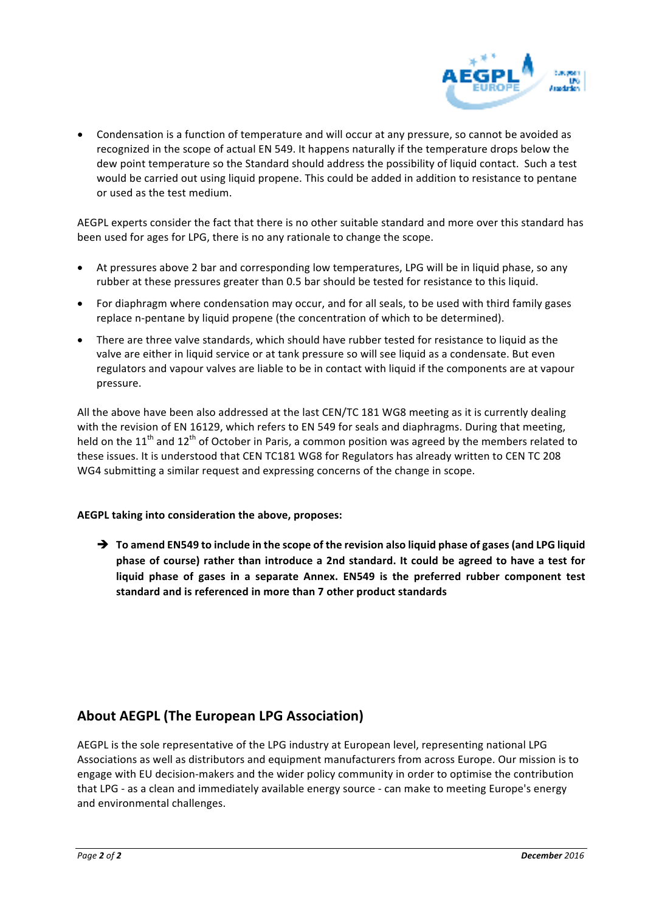- Condensation is a function of temperature and will occur at any pressure, so cannot be avoided as recognized in the scope of actual EN 549. It happens naturally if the temperature drops below the dew point temperature so the Standard should address the possibility of liquid contact. Such a test would be carried out using liquid propene. This could be added in addition to resistance to pentane or used as the test medium.

AEGPL experts consider the fact that there is no other suitable standard and more over this standard has been used for ages for LPG, there is no any rationale to change the scope.

- At pressures above 2 bar and corresponding low temperatures, LPG will be in liquid phase, so any rubber at these pressures greater than 0.5 bar should be tested for resistance to this liquid.
- For diaphragm where condensation may occur, and for all seals, to be used with third family gases replace n-pentane by liquid propene (the concentration of which to be determined).
- There are three valve standards, which should have rubber tested for resistance to liquid as the valve are either in liquid service or at tank pressure so will see liquid as a condensate. But even regulators and vapour valves are liable to be in contact with liquid if the components are at vapour pressure.

All the above have been also addressed at the last CEN/TC 181 WG8 meeting as it is currently dealing with the revision of EN 16129, which refers to EN 549 for seals and diaphragms. During that meeting, held on the 11th and 12th of October in Paris, a common position was agreed by the members related to these issues. It is understood that CEN TC181 WG8 for Regulators has already written to CEN TC 208 WG4 submitting a similar request and expressing concerns of the change in scope.

**AEGPL taking into consideration the above, proposes:**

➔ **To amend EN549 to include in the scope of the revision also liquid phase of gases (and LPG liquid phase of course) rather than introduce a 2nd standard. It could be agreed to have a test for liquid phase of gases in a separate Annex. EN549 is the preferred rubber component test standard and is referenced in more than 7 other product standards**

## About AEGPL (The European LPG Association)

AEGPL is the sole representative of the LPG industry at European level, representing national LPG Associations as well as distributors and equipment manufacturers from across Europe. Our mission is to engage with EU decision-makers and the wider policy community in order to optimise the contribution that LPG - as a clean and immediately available energy source - can make to meeting Europe's energy and environmental challenges.